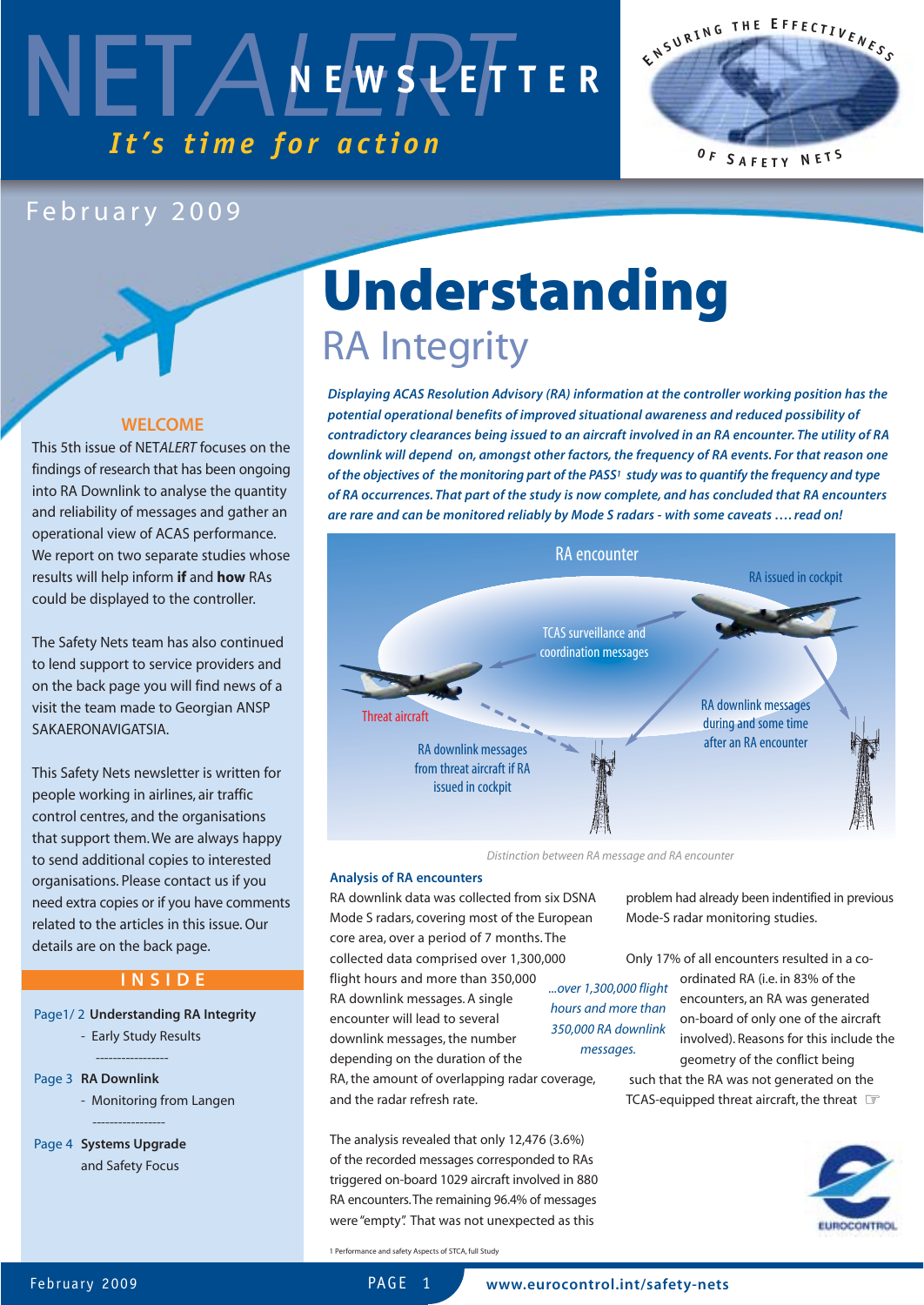# NETALERT NEWSLETTER

*It's time for action*

ENSURING THE EFFECTIVENESS OF SAFETY NETS

February 2009

## WELCOME

This 5th issue of NET*ALERT* focuses on the findings of research that has been ongoing into RA Downlink to analyse the quantity and reliability of messages and gather an operational view of ACAS performance. We report on two separate studies whose results will help inform **if** and **how** RAs could be displayed to the controller.

The Safety Nets team has also continued to lend support to service providers and on the back page you will find news of a visit the team made to Georgian ANSP SAKAERONAVIGATSIA.

This Safety Nets newsletter is written for people working in airlines, air traffic control centres, and the organisations that support them. We are always happy to send additional copies to interested organisations. Please contact us if you need extra copies or if you have comments related to the articles in this issue. Our details are on the back page.

## INSIDE

- Page1/ 2 **Understanding RA Integrity**
  - Early Study Results
- Page 3 **RA Downlink**
  - Monitoring from Langen
- Page 4 **Systems Upgrade** and Safety Focus

# Understanding

## RA Integrity

***Displaying ACAS Resolution Advisory (RA) information at the controller working position has the potential operational benefits of improved situational awareness and reduced possibility of contradictory clearances being issued to an aircraft involved in an RA encounter. The utility of RA downlink will depend on, amongst other factors, the frequency of RA events. For that reason one of the objectives of the monitoring part of the PASS[1] study was to quantify the frequency and type of RA occurrences. That part of the study is now complete, and has concluded that RA encounters are rare and can be monitored reliably by Mode S radars - with some caveats …. read on!***

RA encounter — RA issued in cockpit — TCAS surveillance and coordination messages — Threat aircraft — RA downlink messages from threat aircraft if RA issued in cockpit — RA downlink messages during and some time after an RA encounter

*Distinction between RA message and RA encounter*

### Analysis of RA encounters

RA downlink data was collected from six DSNA Mode S radars, covering most of the European core area, over a period of 7 months. The collected data comprised over 1,300,000 flight hours and more than 350,000 RA downlink messages. A single encounter will lead to several downlink messages, the number depending on the duration of the RA, the amount of overlapping radar coverage, and the radar refresh rate.

*...over 1,300,000 flight hours and more than 350,000 RA downlink messages.*

The analysis revealed that only 12,476 (3.6%) of the recorded messages corresponded to RAs triggered on-board 1029 aircraft involved in 880 RA encounters. The remaining 96.4% of messages were "empty". That was not unexpected as this problem had already been indentified in previous Mode-S radar monitoring studies.

Only 17% of all encounters resulted in a co-ordinated RA (i.e. in 83% of the encounters, an RA was generated on-board of only one of the aircraft involved). Reasons for this include the geometry of the conflict being such that the RA was not generated on the TCAS-equipped threat aircraft, the threat ☞

1 Performance and safety Aspects of STCA, full Study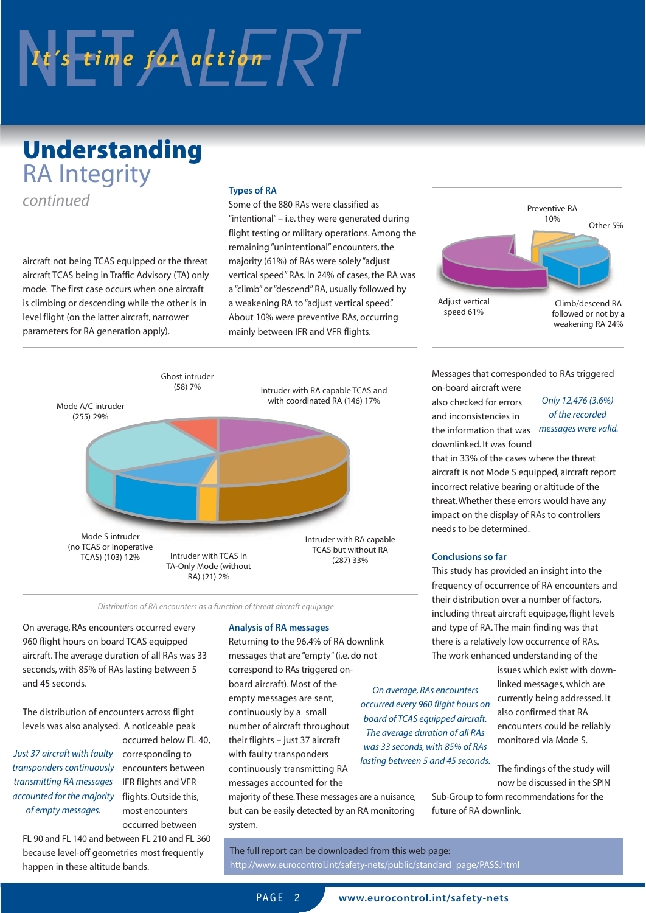# Understanding RA Integrity

*continued*

aircraft not being TCAS equipped or the threat aircraft TCAS being in Traffic Advisory (TA) only mode. The first case occurs when one aircraft is climbing or descending while the other is in level flight (on the latter aircraft, narrower parameters for RA generation apply).

### Types of RA

Some of the 880 RAs were classified as "intentional" – i.e. they were generated during flight testing or military operations. Among the remaining "unintentional" encounters, the majority (61%) of RAs were solely "adjust vertical speed" RAs. In 24% of cases, the RA was a "climb" or "descend" RA, usually followed by a weakening RA to "adjust vertical speed". About 10% were preventive RAs, occurring mainly between IFR and VFR flights.

Preventive RA 10%

Other 5%

Adjust vertical speed 61%

Climb/descend RA followed or not by a weakening RA 24%

Ghost intruder (58) 7%

Intruder with RA capable TCAS and with coordinated RA (146) 17%

Mode A/C intruder (255) 29%

Mode S intruder (no TCAS or inoperative TCAS) (103) 12%

Intruder with TCAS in TA-Only Mode (without RA) (21) 2%

Intruder with RA capable TCAS but without RA (287) 33%

*Distribution of RA encounters as a function of threat aircraft equipage*

On average, RAs encounters occurred every 960 flight hours on board TCAS equipped aircraft. The average duration of all RAs was 33 seconds, with 85% of RAs lasting between 5 and 45 seconds.

The distribution of encounters across flight levels was also analysed. A noticeable peak occurred below FL 40, corresponding to encounters between IFR flights and VFR flights. Outside this, most encounters occurred between FL 90 and FL 140 and between FL 210 and FL 360 because level-off geometries most frequently happen in these altitude bands.

*Just 37 aircraft with faulty transponders continuously transmitting RA messages accounted for the majority of empty messages.*

### Analysis of RA messages

Returning to the 96.4% of RA downlink messages that are "empty" (i.e. do not correspond to RAs triggered on-board aircraft). Most of the empty messages are sent, continuously by a small number of aircraft throughout their flights – just 37 aircraft with faulty transponders continuously transmitting RA messages accounted for the majority of these. These messages are a nuisance, but can be easily detected by an RA monitoring system.

*On average, RAs encounters occurred every 960 flight hours on board of TCAS equipped aircraft. The average duration of all RAs was 33 seconds, with 85% of RAs lasting between 5 and 45 seconds.*

Messages that corresponded to RAs triggered on-board aircraft were also checked for errors and inconsistencies in the information that was downlinked. It was found that in 33% of the cases where the threat aircraft is not Mode S equipped, aircraft report incorrect relative bearing or altitude of the threat. Whether these errors would have any impact on the display of RAs to controllers needs to be determined.

*Only 12,476 (3.6%) of the recorded messages were valid.*

### Conclusions so far

This study has provided an insight into the frequency of occurrence of RA encounters and their distribution over a number of factors, including threat aircraft equipage, flight levels and type of RA. The main finding was that there is a relatively low occurrence of RAs. The work enhanced understanding of the issues which exist with down-linked messages, which are currently being addressed. It also confirmed that RA encounters could be reliably monitored via Mode S.

The findings of the study will now be discussed in the SPIN Sub-Group to form recommendations for the future of RA downlink.

The full report can be downloaded from this web page:
http://www.eurocontrol.int/safety-nets/public/standard_page/PASS.html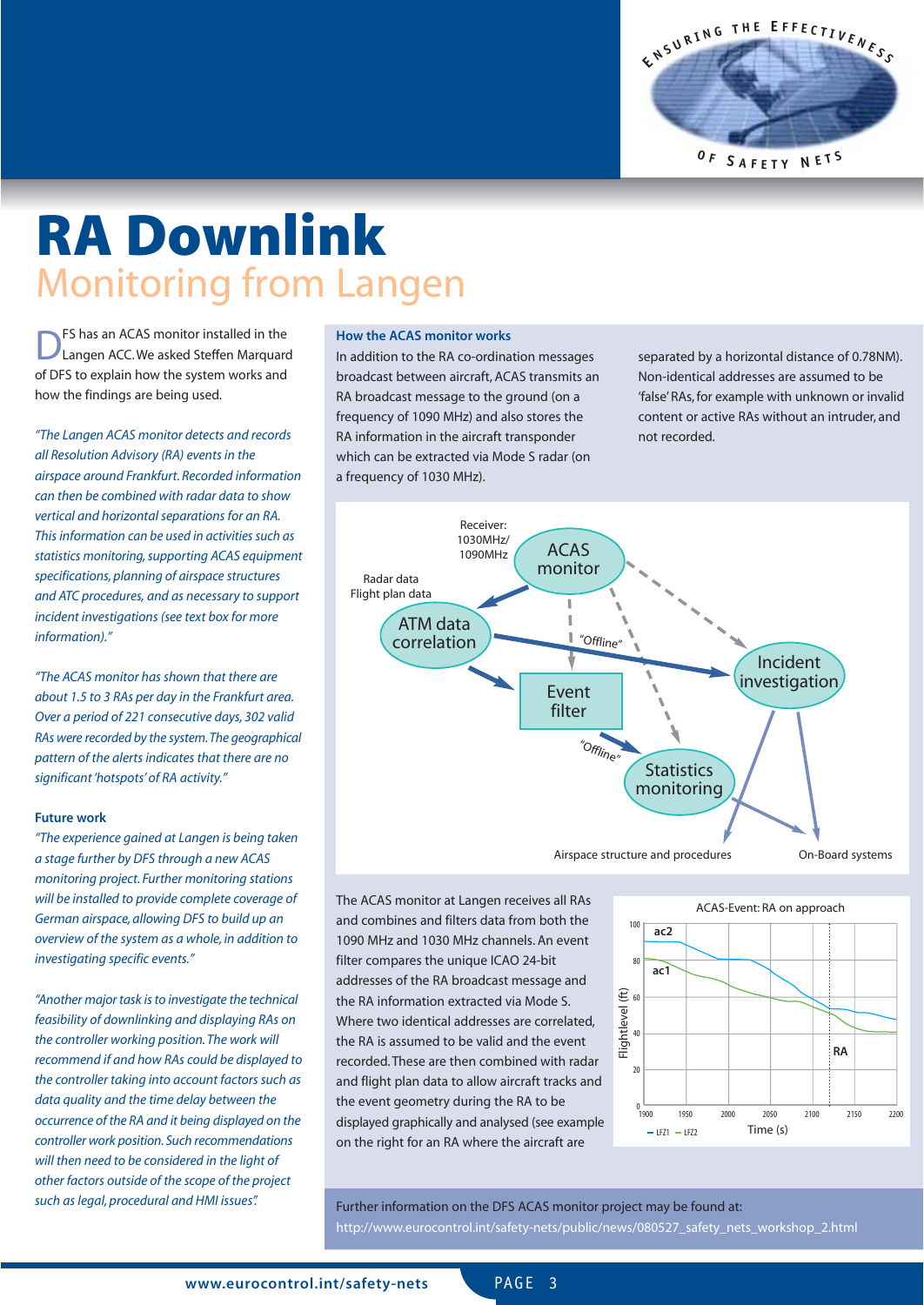# RA Downlink
## Monitoring from Langen

DFS has an ACAS monitor installed in the Langen ACC. We asked Steffen Marquard of DFS to explain how the system works and how the findings are being used.

*"The Langen ACAS monitor detects and records all Resolution Advisory (RA) events in the airspace around Frankfurt. Recorded information can then be combined with radar data to show vertical and horizontal separations for an RA. This information can be used in activities such as statistics monitoring, supporting ACAS equipment specifications, planning of airspace structures and ATC procedures, and as necessary to support incident investigations (see text box for more information)."*

*"The ACAS monitor has shown that there are about 1.5 to 3 RAs per day in the Frankfurt area. Over a period of 221 consecutive days, 302 valid RAs were recorded by the system. The geographical pattern of the alerts indicates that there are no significant 'hotspots' of RA activity."*

### Future work

*"The experience gained at Langen is being taken a stage further by DFS through a new ACAS monitoring project. Further monitoring stations will be installed to provide complete coverage of German airspace, allowing DFS to build up an overview of the system as a whole, in addition to investigating specific events."*

*"Another major task is to investigate the technical feasibility of downlinking and displaying RAs on the controller working position. The work will recommend if and how RAs could be displayed to the controller taking into account factors such as data quality and the time delay between the occurrence of the RA and it being displayed on the controller work position. Such recommendations will then need to be considered in the light of other factors outside of the scope of the project such as legal, procedural and HMI issues".*

### How the ACAS monitor works

In addition to the RA co-ordination messages broadcast between aircraft, ACAS transmits an RA broadcast message to the ground (on a frequency of 1090 MHz) and also stores the RA information in the aircraft transponder which can be extracted via Mode S radar (on a frequency of 1030 MHz).

Receiver: 1030MHz/1090MHz — ACAS monitor

Radar data, Flight plan data — ATM data correlation

Event filter — "Offline" — Statistics monitoring

"Offline" — Incident investigation

Airspace structure and procedures — On-Board systems

The ACAS monitor at Langen receives all RAs and combines and filters data from both the 1090 MHz and 1030 MHz channels. An event filter compares the unique ICAO 24-bit addresses of the RA broadcast message and the RA information extracted via Mode S. Where two identical addresses are correlated, the RA is assumed to be valid and the event recorded. These are then combined with radar and flight plan data to allow aircraft tracks and the event geometry during the RA to be displayed graphically and analysed (see example on the right for an RA where the aircraft are separated by a horizontal distance of 0.78NM). Non-identical addresses are assumed to be 'false' RAs, for example with unknown or invalid content or active RAs without an intruder, and not recorded.

ACAS-Event: RA on approach

(Chart: Flightlevel (ft) vs Time (s), 1900–2200; ac1, ac2, RA; LFZ1, LFZ2)

Further information on the DFS ACAS monitor project may be found at:
http://www.eurocontrol.int/safety-nets/public/news/080527_safety_nets_workshop_2.html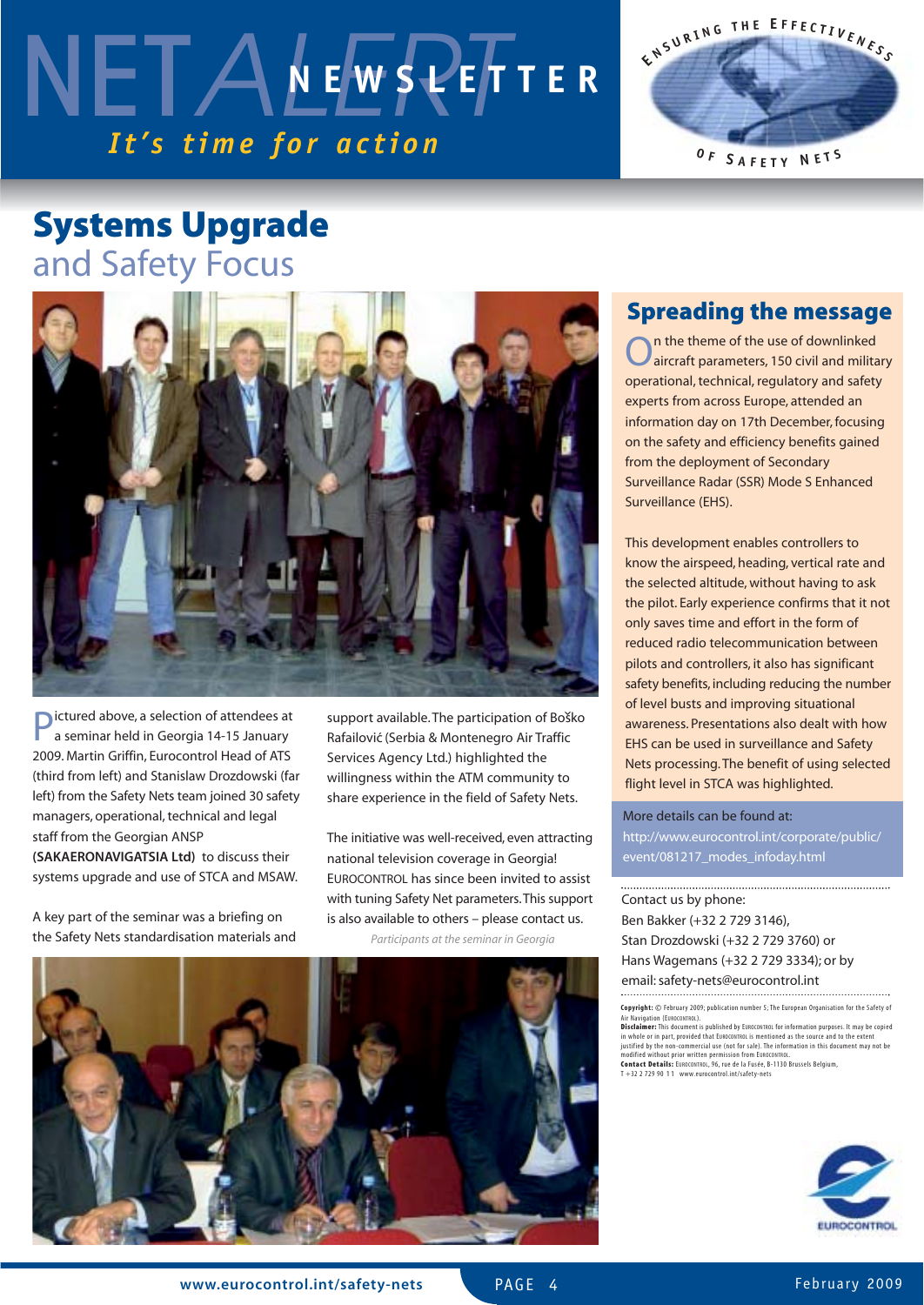# NETALERT NEWSLETTER

*It's time for action*

ENSURING THE EFFECTIVENESS OF SAFETY NETS

## Systems Upgrade and Safety Focus

Pictured above, a selection of attendees at a seminar held in Georgia 14-15 January 2009. Martin Griffin, Eurocontrol Head of ATS (third from left) and Stanislaw Drozdowski (far left) from the Safety Nets team joined 30 safety managers, operational, technical and legal staff from the Georgian ANSP **(SAKAERONAVIGATSIA Ltd)** to discuss their systems upgrade and use of STCA and MSAW.

A key part of the seminar was a briefing on the Safety Nets standardisation materials and support available. The participation of Boško Rafailović (Serbia & Montenegro Air Traffic Services Agency Ltd.) highlighted the willingness within the ATM community to share experience in the field of Safety Nets.

The initiative was well-received, even attracting national television coverage in Georgia! EUROCONTROL has since been invited to assist with tuning Safety Net parameters. This support is also available to others – please contact us.

*Participants at the seminar in Georgia*

## Spreading the message

On the theme of the use of downlinked aircraft parameters, 150 civil and military operational, technical, regulatory and safety experts from across Europe, attended an information day on 17th December, focusing on the safety and efficiency benefits gained from the deployment of Secondary Surveillance Radar (SSR) Mode S Enhanced Surveillance (EHS).

This development enables controllers to know the airspeed, heading, vertical rate and the selected altitude, without having to ask the pilot. Early experience confirms that it not only saves time and effort in the form of reduced radio telecommunication between pilots and controllers, it also has significant safety benefits, including reducing the number of level busts and improving situational awareness. Presentations also dealt with how EHS can be used in surveillance and Safety Nets processing. The benefit of using selected flight level in STCA was highlighted.

More details can be found at: http://www.eurocontrol.int/corporate/public/event/081217_modes_infoday.html

Contact us by phone:
Ben Bakker (+32 2 729 3146),
Stan Drozdowski (+32 2 729 3760) or
Hans Wagemans (+32 2 729 3334); or by email: safety-nets@eurocontrol.int

**Copyright:** © February 2009; publication number 5; The European Organisation for the Safety of Air Navigation (EUROCONTROL).
**Disclaimer:** This document is published by EUROCONTROL for information purposes. It may be copied in whole or in part, provided that EUROCONTROL is mentioned as the source and to the extent justified by the non-commercial use (not for sale). The information in this document may not be modified without prior written permission from EUROCONTROL.
**Contact Details:** EUROCONTROL, 96, rue de la Fusée, B-1130 Brussels Belgium, T +32 2 729 90 11 www.eurocontrol.int/safety-nets

EUROCONTROL

www.eurocontrol.int/safety-nets    February 2009